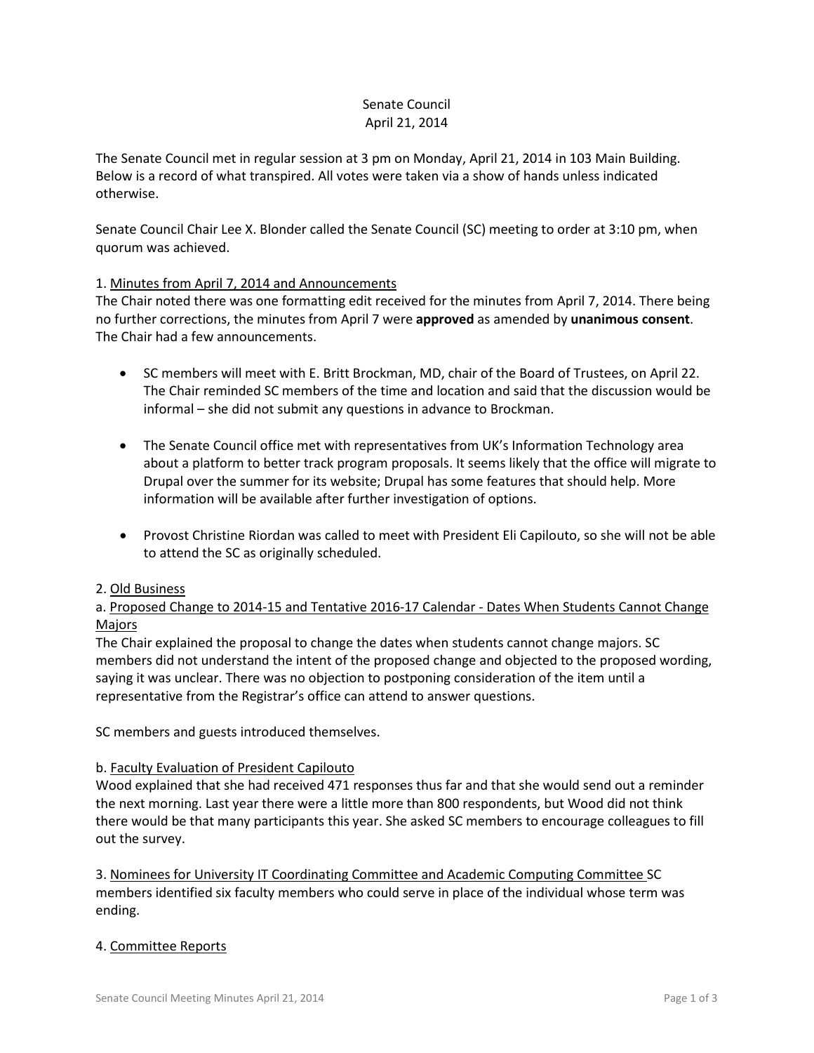Senate Council
April 21, 2014

The Senate Council met in regular session at 3 pm on Monday, April 21, 2014 in 103 Main Building. Below is a record of what transpired. All votes were taken via a show of hands unless indicated otherwise.

Senate Council Chair Lee X. Blonder called the Senate Council (SC) meeting to order at 3:10 pm, when quorum was achieved.

1. Minutes from April 7, 2014 and Announcements

The Chair noted there was one formatting edit received for the minutes from April 7, 2014. There being no further corrections, the minutes from April 7 were **approved** as amended by **unanimous consent**. The Chair had a few announcements.

- SC members will meet with E. Britt Brockman, MD, chair of the Board of Trustees, on April 22. The Chair reminded SC members of the time and location and said that the discussion would be informal – she did not submit any questions in advance to Brockman.
- The Senate Council office met with representatives from UK's Information Technology area about a platform to better track program proposals. It seems likely that the office will migrate to Drupal over the summer for its website; Drupal has some features that should help. More information will be available after further investigation of options.
- Provost Christine Riordan was called to meet with President Eli Capilouto, so she will not be able to attend the SC as originally scheduled.

2. Old Business

a. Proposed Change to 2014-15 and Tentative 2016-17 Calendar - Dates When Students Cannot Change Majors

The Chair explained the proposal to change the dates when students cannot change majors. SC members did not understand the intent of the proposed change and objected to the proposed wording, saying it was unclear. There was no objection to postponing consideration of the item until a representative from the Registrar's office can attend to answer questions.

SC members and guests introduced themselves.

b. Faculty Evaluation of President Capilouto

Wood explained that she had received 471 responses thus far and that she would send out a reminder the next morning. Last year there were a little more than 800 respondents, but Wood did not think there would be that many participants this year. She asked SC members to encourage colleagues to fill out the survey.

3. Nominees for University IT Coordinating Committee and Academic Computing Committee SC members identified six faculty members who could serve in place of the individual whose term was ending.

4. Committee Reports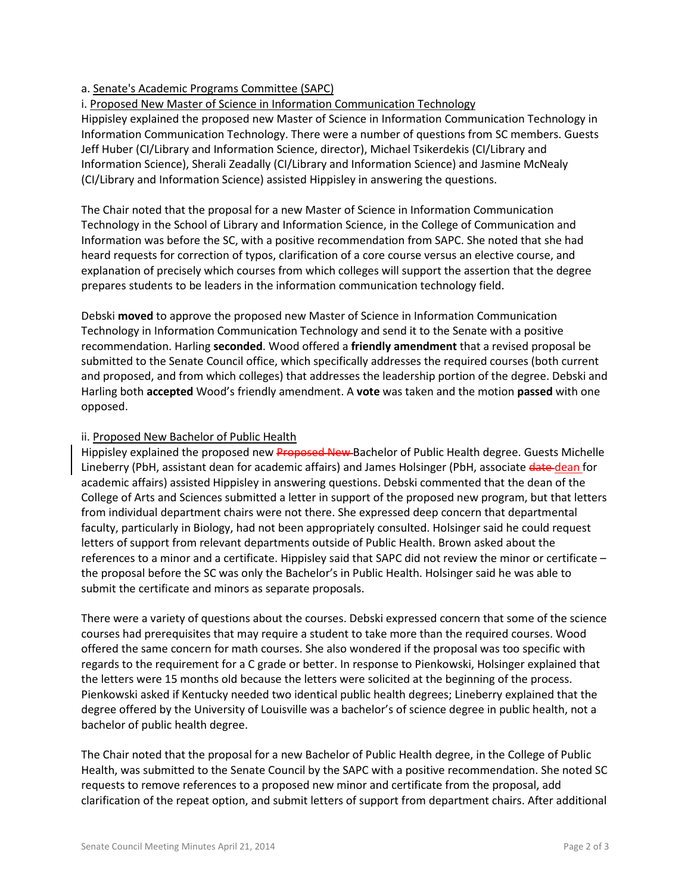a. Senate's Academic Programs Committee (SAPC)

i. Proposed New Master of Science in Information Communication Technology

Hippisley explained the proposed new Master of Science in Information Communication Technology in Information Communication Technology. There were a number of questions from SC members. Guests Jeff Huber (CI/Library and Information Science, director), Michael Tsikerdekis (CI/Library and Information Science), Sherali Zeadally (CI/Library and Information Science) and Jasmine McNealy (CI/Library and Information Science) assisted Hippisley in answering the questions.

The Chair noted that the proposal for a new Master of Science in Information Communication Technology in the School of Library and Information Science, in the College of Communication and Information was before the SC, with a positive recommendation from SAPC. She noted that she had heard requests for correction of typos, clarification of a core course versus an elective course, and explanation of precisely which courses from which colleges will support the assertion that the degree prepares students to be leaders in the information communication technology field.

Debski **moved** to approve the proposed new Master of Science in Information Communication Technology in Information Communication Technology and send it to the Senate with a positive recommendation. Harling **seconded**. Wood offered a **friendly amendment** that a revised proposal be submitted to the Senate Council office, which specifically addresses the required courses (both current and proposed, and from which colleges) that addresses the leadership portion of the degree. Debski and Harling both **accepted** Wood's friendly amendment. A **vote** was taken and the motion **passed** with one opposed.

ii. Proposed New Bachelor of Public Health

Hippisley explained the proposed new ~~Proposed New~~ Bachelor of Public Health degree. Guests Michelle Lineberry (PbH, assistant dean for academic affairs) and James Holsinger (PbH, associate ~~date~~ dean for academic affairs) assisted Hippisley in answering questions. Debski commented that the dean of the College of Arts and Sciences submitted a letter in support of the proposed new program, but that letters from individual department chairs were not there. She expressed deep concern that departmental faculty, particularly in Biology, had not been appropriately consulted. Holsinger said he could request letters of support from relevant departments outside of Public Health. Brown asked about the references to a minor and a certificate. Hippisley said that SAPC did not review the minor or certificate – the proposal before the SC was only the Bachelor's in Public Health. Holsinger said he was able to submit the certificate and minors as separate proposals.

There were a variety of questions about the courses. Debski expressed concern that some of the science courses had prerequisites that may require a student to take more than the required courses. Wood offered the same concern for math courses. She also wondered if the proposal was too specific with regards to the requirement for a C grade or better. In response to Pienkowski, Holsinger explained that the letters were 15 months old because the letters were solicited at the beginning of the process. Pienkowski asked if Kentucky needed two identical public health degrees; Lineberry explained that the degree offered by the University of Louisville was a bachelor's of science degree in public health, not a bachelor of public health degree.

The Chair noted that the proposal for a new Bachelor of Public Health degree, in the College of Public Health, was submitted to the Senate Council by the SAPC with a positive recommendation. She noted SC requests to remove references to a proposed new minor and certificate from the proposal, add clarification of the repeat option, and submit letters of support from department chairs. After additional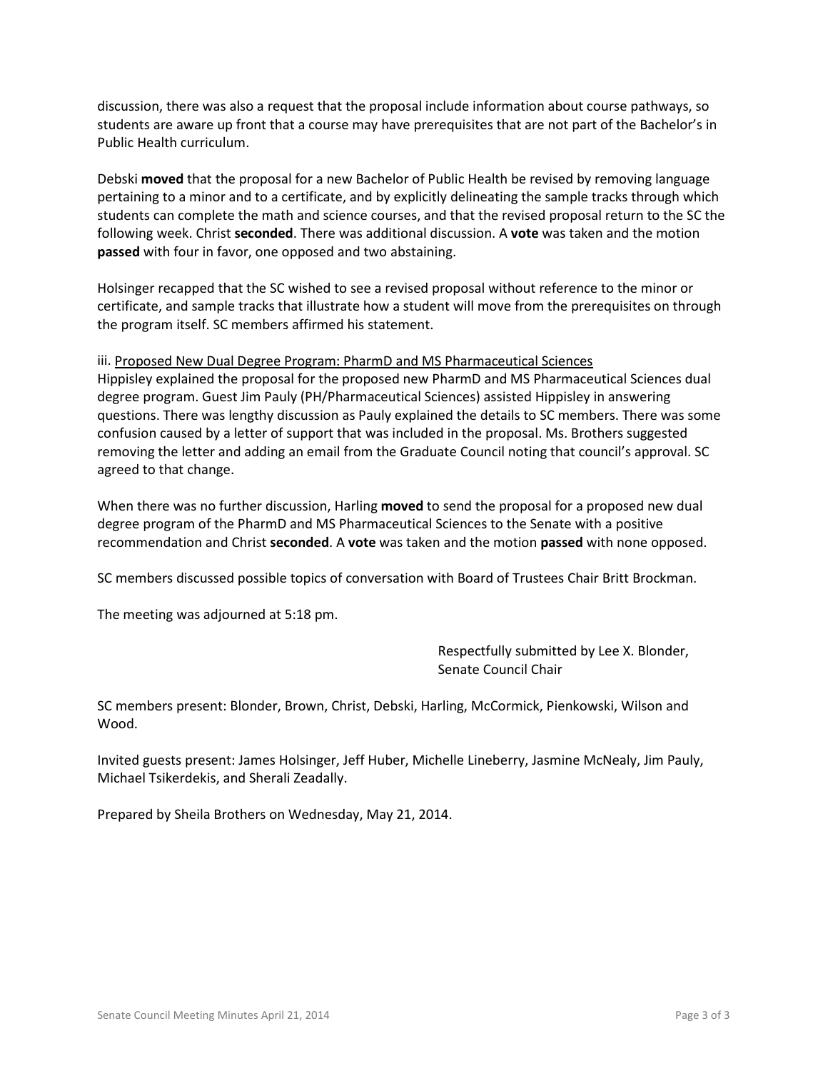discussion, there was also a request that the proposal include information about course pathways, so students are aware up front that a course may have prerequisites that are not part of the Bachelor's in Public Health curriculum.

Debski **moved** that the proposal for a new Bachelor of Public Health be revised by removing language pertaining to a minor and to a certificate, and by explicitly delineating the sample tracks through which students can complete the math and science courses, and that the revised proposal return to the SC the following week. Christ **seconded**. There was additional discussion. A **vote** was taken and the motion **passed** with four in favor, one opposed and two abstaining.

Holsinger recapped that the SC wished to see a revised proposal without reference to the minor or certificate, and sample tracks that illustrate how a student will move from the prerequisites on through the program itself. SC members affirmed his statement.

iii. Proposed New Dual Degree Program: PharmD and MS Pharmaceutical Sciences

Hippisley explained the proposal for the proposed new PharmD and MS Pharmaceutical Sciences dual degree program. Guest Jim Pauly (PH/Pharmaceutical Sciences) assisted Hippisley in answering questions. There was lengthy discussion as Pauly explained the details to SC members. There was some confusion caused by a letter of support that was included in the proposal. Ms. Brothers suggested removing the letter and adding an email from the Graduate Council noting that council's approval. SC agreed to that change.

When there was no further discussion, Harling **moved** to send the proposal for a proposed new dual degree program of the PharmD and MS Pharmaceutical Sciences to the Senate with a positive recommendation and Christ **seconded**. A **vote** was taken and the motion **passed** with none opposed.

SC members discussed possible topics of conversation with Board of Trustees Chair Britt Brockman.

The meeting was adjourned at 5:18 pm.

Respectfully submitted by Lee X. Blonder,
Senate Council Chair

SC members present: Blonder, Brown, Christ, Debski, Harling, McCormick, Pienkowski, Wilson and Wood.

Invited guests present: James Holsinger, Jeff Huber, Michelle Lineberry, Jasmine McNealy, Jim Pauly, Michael Tsikerdekis, and Sherali Zeadally.

Prepared by Sheila Brothers on Wednesday, May 21, 2014.